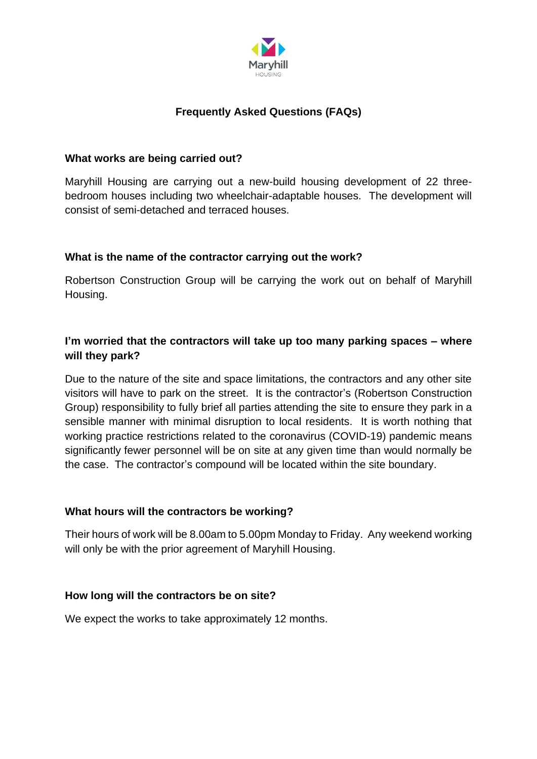Maryhill HOUSING

# Frequently Asked Questions (FAQs)

**What works are being carried out?**

Maryhill Housing are carrying out a new-build housing development of 22 three-bedroom houses including two wheelchair-adaptable houses. The development will consist of semi-detached and terraced houses.

**What is the name of the contractor carrying out the work?**

Robertson Construction Group will be carrying the work out on behalf of Maryhill Housing.

**I'm worried that the contractors will take up too many parking spaces – where will they park?**

Due to the nature of the site and space limitations, the contractors and any other site visitors will have to park on the street. It is the contractor's (Robertson Construction Group) responsibility to fully brief all parties attending the site to ensure they park in a sensible manner with minimal disruption to local residents. It is worth nothing that working practice restrictions related to the coronavirus (COVID-19) pandemic means significantly fewer personnel will be on site at any given time than would normally be the case. The contractor's compound will be located within the site boundary.

**What hours will the contractors be working?**

Their hours of work will be 8.00am to 5.00pm Monday to Friday. Any weekend working will only be with the prior agreement of Maryhill Housing.

**How long will the contractors be on site?**

We expect the works to take approximately 12 months.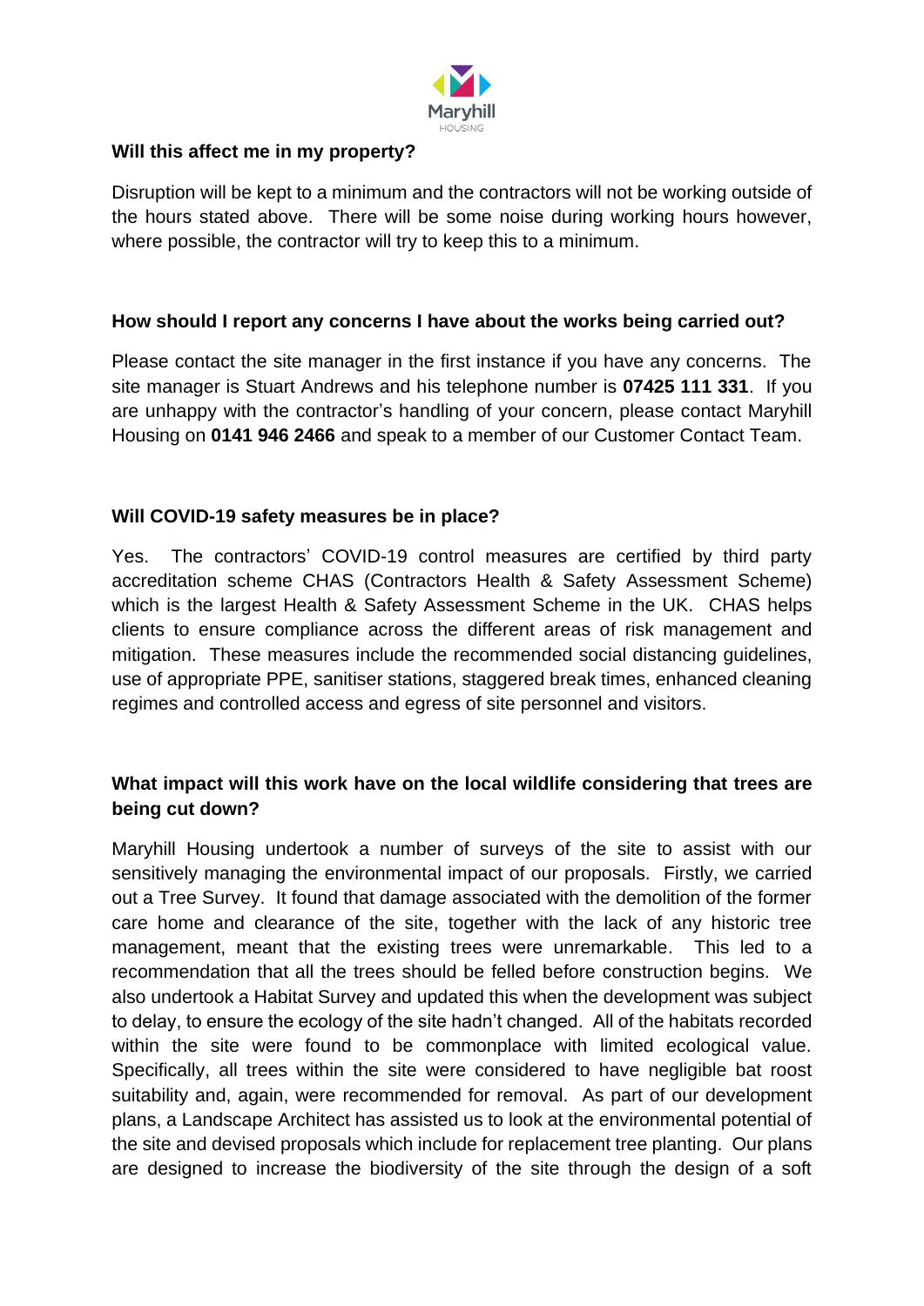### Will this affect me in my property?

Disruption will be kept to a minimum and the contractors will not be working outside of the hours stated above. There will be some noise during working hours however, where possible, the contractor will try to keep this to a minimum.

### How should I report any concerns I have about the works being carried out?

Please contact the site manager in the first instance if you have any concerns. The site manager is Stuart Andrews and his telephone number is **07425 111 331**. If you are unhappy with the contractor's handling of your concern, please contact Maryhill Housing on **0141 946 2466** and speak to a member of our Customer Contact Team.

### Will COVID-19 safety measures be in place?

Yes. The contractors' COVID-19 control measures are certified by third party accreditation scheme CHAS (Contractors Health & Safety Assessment Scheme) which is the largest Health & Safety Assessment Scheme in the UK. CHAS helps clients to ensure compliance across the different areas of risk management and mitigation. These measures include the recommended social distancing guidelines, use of appropriate PPE, sanitiser stations, staggered break times, enhanced cleaning regimes and controlled access and egress of site personnel and visitors.

### What impact will this work have on the local wildlife considering that trees are being cut down?

Maryhill Housing undertook a number of surveys of the site to assist with our sensitively managing the environmental impact of our proposals. Firstly, we carried out a Tree Survey. It found that damage associated with the demolition of the former care home and clearance of the site, together with the lack of any historic tree management, meant that the existing trees were unremarkable. This led to a recommendation that all the trees should be felled before construction begins. We also undertook a Habitat Survey and updated this when the development was subject to delay, to ensure the ecology of the site hadn't changed. All of the habitats recorded within the site were found to be commonplace with limited ecological value. Specifically, all trees within the site were considered to have negligible bat roost suitability and, again, were recommended for removal. As part of our development plans, a Landscape Architect has assisted us to look at the environmental potential of the site and devised proposals which include for replacement tree planting. Our plans are designed to increase the biodiversity of the site through the design of a soft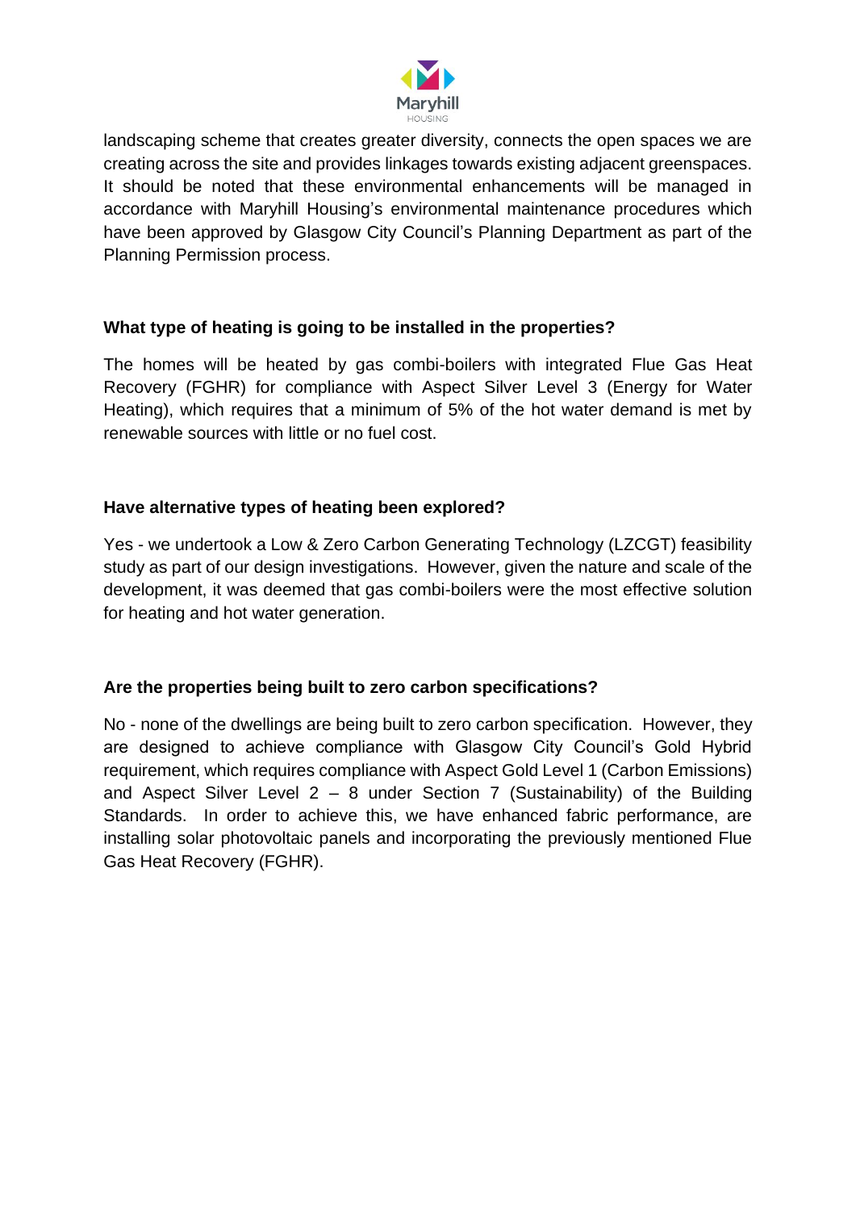landscaping scheme that creates greater diversity, connects the open spaces we are creating across the site and provides linkages towards existing adjacent greenspaces. It should be noted that these environmental enhancements will be managed in accordance with Maryhill Housing's environmental maintenance procedures which have been approved by Glasgow City Council's Planning Department as part of the Planning Permission process.

**What type of heating is going to be installed in the properties?**

The homes will be heated by gas combi-boilers with integrated Flue Gas Heat Recovery (FGHR) for compliance with Aspect Silver Level 3 (Energy for Water Heating), which requires that a minimum of 5% of the hot water demand is met by renewable sources with little or no fuel cost.

**Have alternative types of heating been explored?**

Yes - we undertook a Low & Zero Carbon Generating Technology (LZCGT) feasibility study as part of our design investigations. However, given the nature and scale of the development, it was deemed that gas combi-boilers were the most effective solution for heating and hot water generation.

**Are the properties being built to zero carbon specifications?**

No - none of the dwellings are being built to zero carbon specification. However, they are designed to achieve compliance with Glasgow City Council's Gold Hybrid requirement, which requires compliance with Aspect Gold Level 1 (Carbon Emissions) and Aspect Silver Level 2 – 8 under Section 7 (Sustainability) of the Building Standards. In order to achieve this, we have enhanced fabric performance, are installing solar photovoltaic panels and incorporating the previously mentioned Flue Gas Heat Recovery (FGHR).